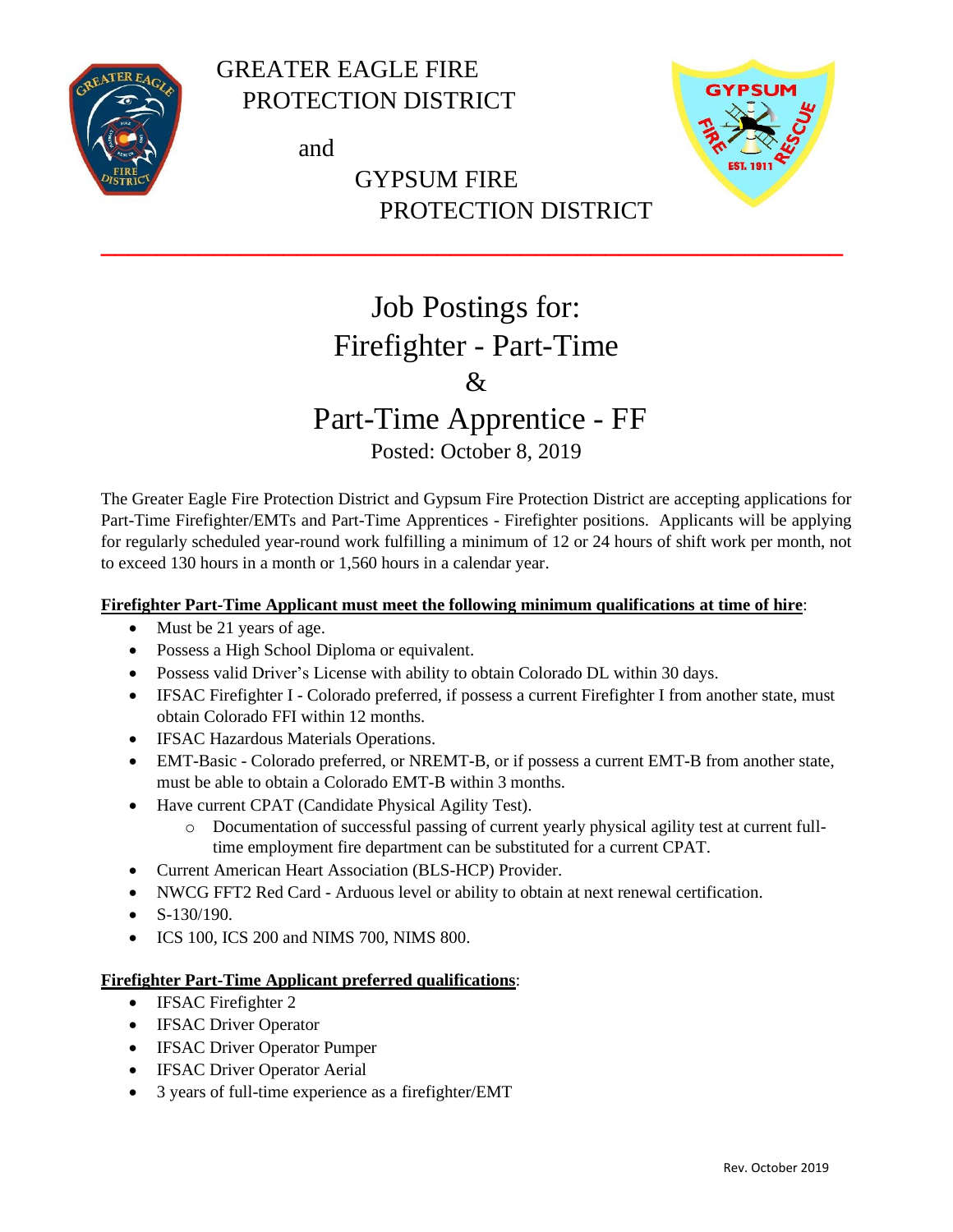# GREATER EAGLE FIRE PROTECTION DISTRICT

and

# GYPSUM FIRE PROTECTION DISTRICT

---

## Job Postings for:
## Firefighter - Part-Time
## &
## Part-Time Apprentice - FF

Posted: October 8, 2019

The Greater Eagle Fire Protection District and Gypsum Fire Protection District are accepting applications for Part-Time Firefighter/EMTs and Part-Time Apprentices - Firefighter positions. Applicants will be applying for regularly scheduled year-round work fulfilling a minimum of 12 or 24 hours of shift work per month, not to exceed 130 hours in a month or 1,560 hours in a calendar year.

**Firefighter Part-Time Applicant must meet the following minimum qualifications at time of hire**:

- Must be 21 years of age.
- Possess a High School Diploma or equivalent.
- Possess valid Driver's License with ability to obtain Colorado DL within 30 days.
- IFSAC Firefighter I - Colorado preferred, if possess a current Firefighter I from another state, must obtain Colorado FFI within 12 months.
- IFSAC Hazardous Materials Operations.
- EMT-Basic - Colorado preferred, or NREMT-B, or if possess a current EMT-B from another state, must be able to obtain a Colorado EMT-B within 3 months.
- Have current CPAT (Candidate Physical Agility Test).
  - Documentation of successful passing of current yearly physical agility test at current full-time employment fire department can be substituted for a current CPAT.
- Current American Heart Association (BLS-HCP) Provider.
- NWCG FFT2 Red Card - Arduous level or ability to obtain at next renewal certification.
- S-130/190.
- ICS 100, ICS 200 and NIMS 700, NIMS 800.

**Firefighter Part-Time Applicant preferred qualifications**:

- IFSAC Firefighter 2
- IFSAC Driver Operator
- IFSAC Driver Operator Pumper
- IFSAC Driver Operator Aerial
- 3 years of full-time experience as a firefighter/EMT

Rev. October 2019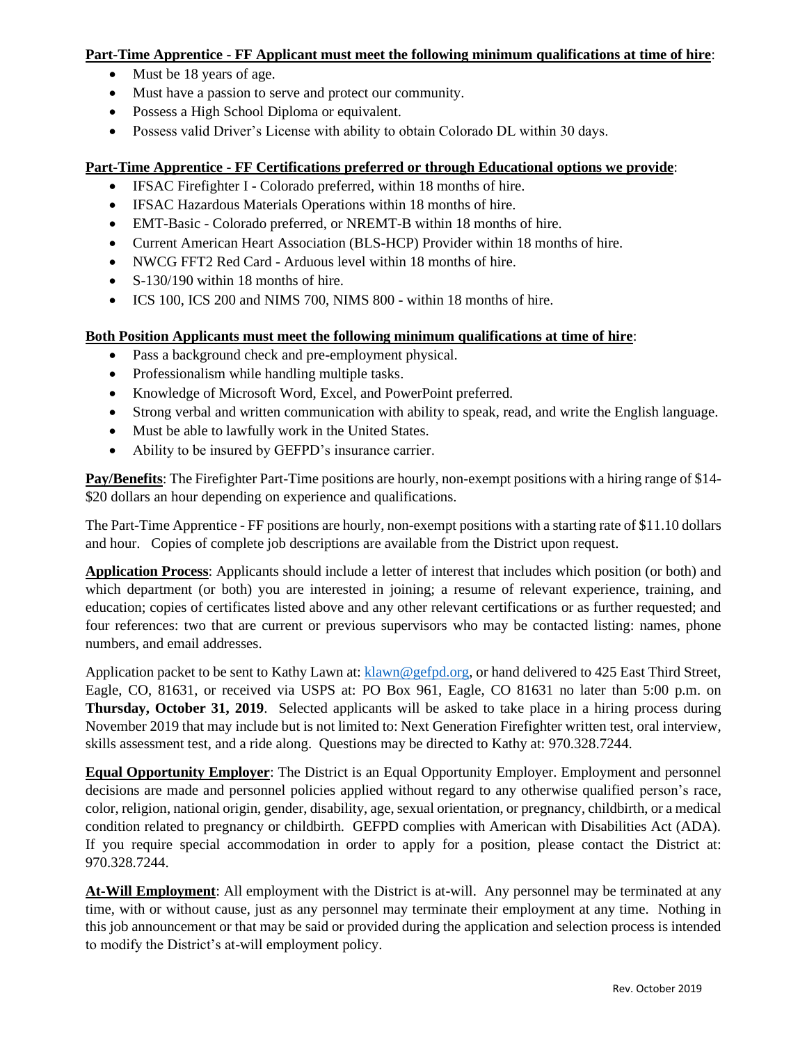**Part-Time Apprentice - FF Applicant must meet the following minimum qualifications at time of hire**:

- Must be 18 years of age.
- Must have a passion to serve and protect our community.
- Possess a High School Diploma or equivalent.
- Possess valid Driver's License with ability to obtain Colorado DL within 30 days.

**Part-Time Apprentice - FF Certifications preferred or through Educational options we provide**:

- IFSAC Firefighter I - Colorado preferred, within 18 months of hire.
- IFSAC Hazardous Materials Operations within 18 months of hire.
- EMT-Basic - Colorado preferred, or NREMT-B within 18 months of hire.
- Current American Heart Association (BLS-HCP) Provider within 18 months of hire.
- NWCG FFT2 Red Card - Arduous level within 18 months of hire.
- S-130/190 within 18 months of hire.
- ICS 100, ICS 200 and NIMS 700, NIMS 800 - within 18 months of hire.

**Both Position Applicants must meet the following minimum qualifications at time of hire**:

- Pass a background check and pre-employment physical.
- Professionalism while handling multiple tasks.
- Knowledge of Microsoft Word, Excel, and PowerPoint preferred.
- Strong verbal and written communication with ability to speak, read, and write the English language.
- Must be able to lawfully work in the United States.
- Ability to be insured by GEFPD's insurance carrier.

**Pay/Benefits**: The Firefighter Part-Time positions are hourly, non-exempt positions with a hiring range of $14-$20 dollars an hour depending on experience and qualifications.

The Part-Time Apprentice - FF positions are hourly, non-exempt positions with a starting rate of $11.10 dollars and hour. Copies of complete job descriptions are available from the District upon request.

**Application Process**: Applicants should include a letter of interest that includes which position (or both) and which department (or both) you are interested in joining; a resume of relevant experience, training, and education; copies of certificates listed above and any other relevant certifications or as further requested; and four references: two that are current or previous supervisors who may be contacted listing: names, phone numbers, and email addresses.

Application packet to be sent to Kathy Lawn at: klawn@gefpd.org, or hand delivered to 425 East Third Street, Eagle, CO, 81631, or received via USPS at: PO Box 961, Eagle, CO 81631 no later than 5:00 p.m. on **Thursday, October 31, 2019**. Selected applicants will be asked to take place in a hiring process during November 2019 that may include but is not limited to: Next Generation Firefighter written test, oral interview, skills assessment test, and a ride along. Questions may be directed to Kathy at: 970.328.7244.

**Equal Opportunity Employer**: The District is an Equal Opportunity Employer. Employment and personnel decisions are made and personnel policies applied without regard to any otherwise qualified person's race, color, religion, national origin, gender, disability, age, sexual orientation, or pregnancy, childbirth, or a medical condition related to pregnancy or childbirth. GEFPD complies with American with Disabilities Act (ADA). If you require special accommodation in order to apply for a position, please contact the District at: 970.328.7244.

**At-Will Employment**: All employment with the District is at-will. Any personnel may be terminated at any time, with or without cause, just as any personnel may terminate their employment at any time. Nothing in this job announcement or that may be said or provided during the application and selection process is intended to modify the District's at-will employment policy.

Rev. October 2019